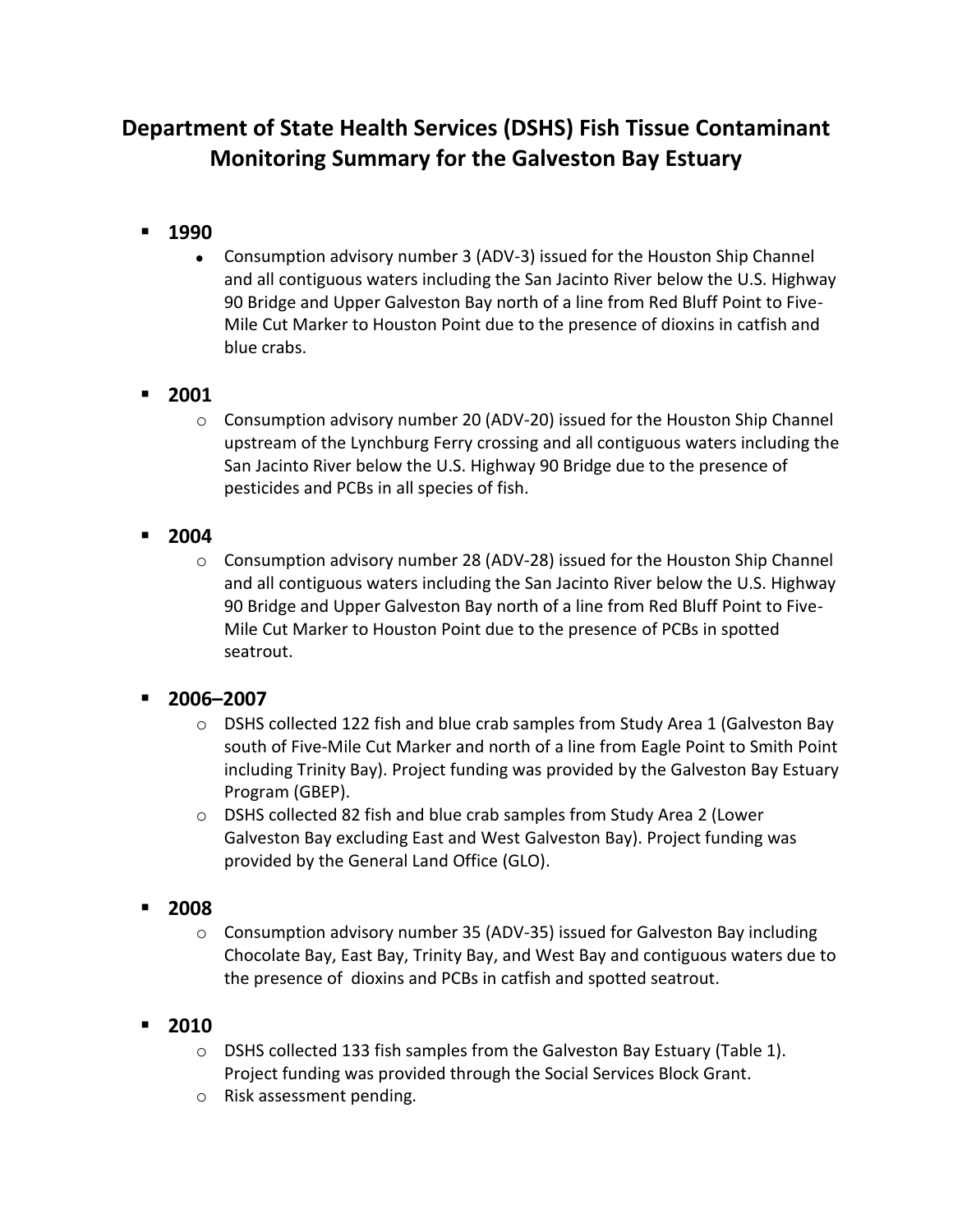# Department of State Health Services (DSHS) Fish Tissue Contaminant Monitoring Summary for the Galveston Bay Estuary

- **1990**
  - Consumption advisory number 3 (ADV-3) issued for the Houston Ship Channel and all contiguous waters including the San Jacinto River below the U.S. Highway 90 Bridge and Upper Galveston Bay north of a line from Red Bluff Point to Five-Mile Cut Marker to Houston Point due to the presence of dioxins in catfish and blue crabs.

- **2001**
  - Consumption advisory number 20 (ADV-20) issued for the Houston Ship Channel upstream of the Lynchburg Ferry crossing and all contiguous waters including the San Jacinto River below the U.S. Highway 90 Bridge due to the presence of pesticides and PCBs in all species of fish.

- **2004**
  - Consumption advisory number 28 (ADV-28) issued for the Houston Ship Channel and all contiguous waters including the San Jacinto River below the U.S. Highway 90 Bridge and Upper Galveston Bay north of a line from Red Bluff Point to Five-Mile Cut Marker to Houston Point due to the presence of PCBs in spotted seatrout.

- **2006–2007**
  - DSHS collected 122 fish and blue crab samples from Study Area 1 (Galveston Bay south of Five-Mile Cut Marker and north of a line from Eagle Point to Smith Point including Trinity Bay). Project funding was provided by the Galveston Bay Estuary Program (GBEP).
  - DSHS collected 82 fish and blue crab samples from Study Area 2 (Lower Galveston Bay excluding East and West Galveston Bay). Project funding was provided by the General Land Office (GLO).

- **2008**
  - Consumption advisory number 35 (ADV-35) issued for Galveston Bay including Chocolate Bay, East Bay, Trinity Bay, and West Bay and contiguous waters due to the presence of dioxins and PCBs in catfish and spotted seatrout.

- **2010**
  - DSHS collected 133 fish samples from the Galveston Bay Estuary (Table 1). Project funding was provided through the Social Services Block Grant.
  - Risk assessment pending.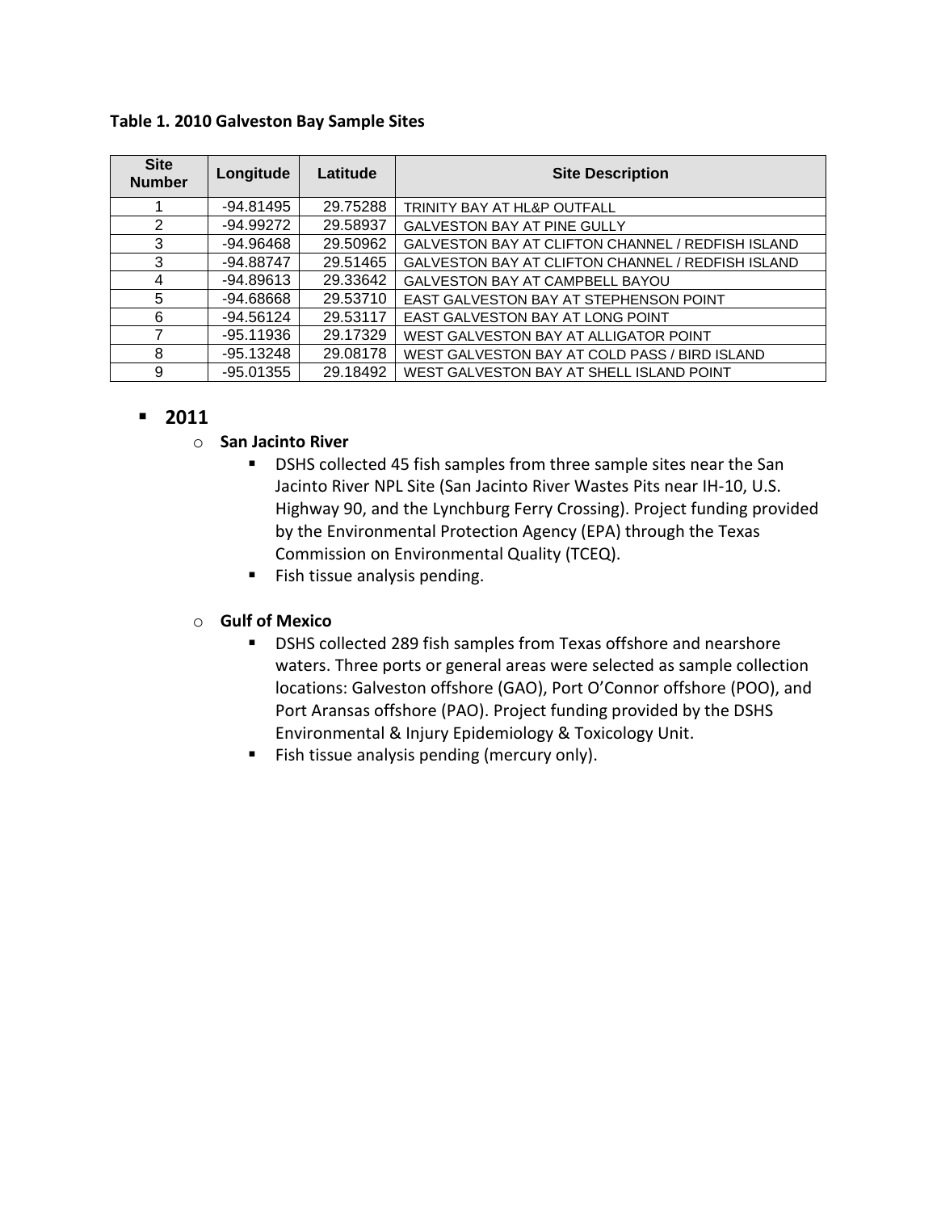**Table 1. 2010 Galveston Bay Sample Sites**

| Site Number | Longitude | Latitude | Site Description |
|---|---|---|---|
| 1 | -94.81495 | 29.75288 | TRINITY BAY AT HL&P OUTFALL |
| 2 | -94.99272 | 29.58937 | GALVESTON BAY AT PINE GULLY |
| 3 | -94.96468 | 29.50962 | GALVESTON BAY AT CLIFTON CHANNEL / REDFISH ISLAND |
| 3 | -94.88747 | 29.51465 | GALVESTON BAY AT CLIFTON CHANNEL / REDFISH ISLAND |
| 4 | -94.89613 | 29.33642 | GALVESTON BAY AT CAMPBELL BAYOU |
| 5 | -94.68668 | 29.53710 | EAST GALVESTON BAY AT STEPHENSON POINT |
| 6 | -94.56124 | 29.53117 | EAST GALVESTON BAY AT LONG POINT |
| 7 | -95.11936 | 29.17329 | WEST GALVESTON BAY AT ALLIGATOR POINT |
| 8 | -95.13248 | 29.08178 | WEST GALVESTON BAY AT COLD PASS / BIRD ISLAND |
| 9 | -95.01355 | 29.18492 | WEST GALVESTON BAY AT SHELL ISLAND POINT |

- **2011**
  - **San Jacinto River**
    - DSHS collected 45 fish samples from three sample sites near the San Jacinto River NPL Site (San Jacinto River Wastes Pits near IH-10, U.S. Highway 90, and the Lynchburg Ferry Crossing). Project funding provided by the Environmental Protection Agency (EPA) through the Texas Commission on Environmental Quality (TCEQ).
    - Fish tissue analysis pending.
  - **Gulf of Mexico**
    - DSHS collected 289 fish samples from Texas offshore and nearshore waters. Three ports or general areas were selected as sample collection locations: Galveston offshore (GAO), Port O'Connor offshore (POO), and Port Aransas offshore (PAO). Project funding provided by the DSHS Environmental & Injury Epidemiology & Toxicology Unit.
    - Fish tissue analysis pending (mercury only).